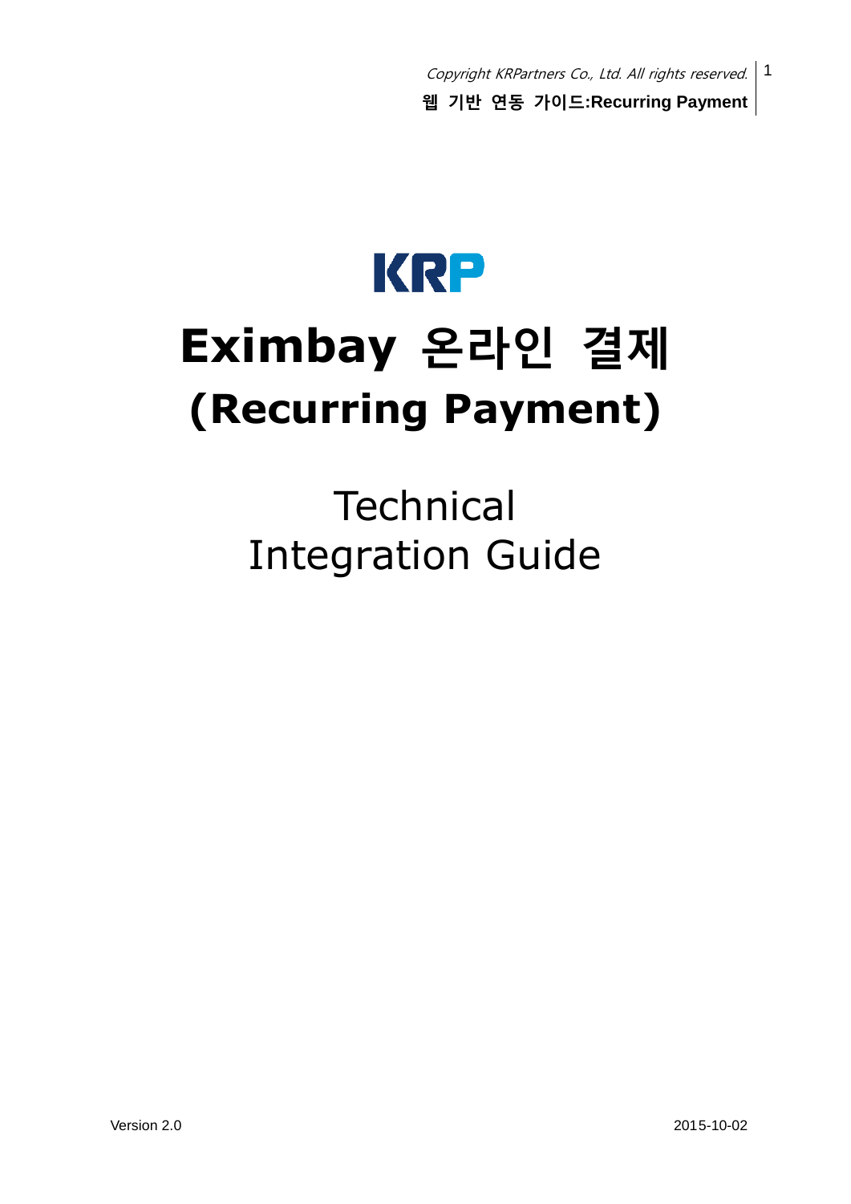KRP

# Eximbay 온라인 결제
# (Recurring Payment)

## Technical
## Integration Guide

Version 2.0

2015-10-02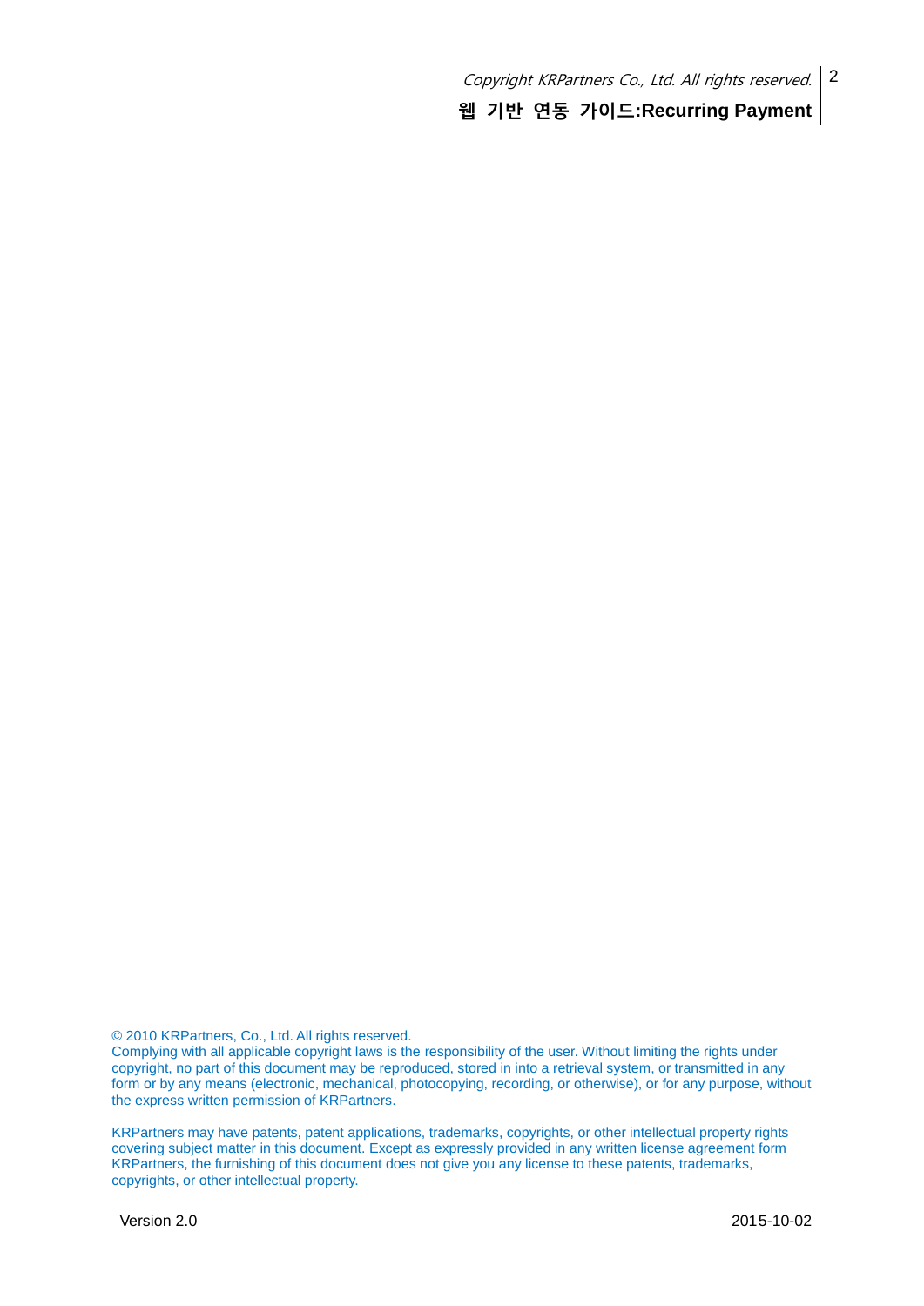© 2010 KRPartners, Co., Ltd. All rights reserved.
Complying with all applicable copyright laws is the responsibility of the user. Without limiting the rights under copyright, no part of this document may be reproduced, stored in into a retrieval system, or transmitted in any form or by any means (electronic, mechanical, photocopying, recording, or otherwise), or for any purpose, without the express written permission of KRPartners.

KRPartners may have patents, patent applications, trademarks, copyrights, or other intellectual property rights covering subject matter in this document. Except as expressly provided in any written license agreement form KRPartners, the furnishing of this document does not give you any license to these patents, trademarks, copyrights, or other intellectual property.

Version 2.0 2015-10-02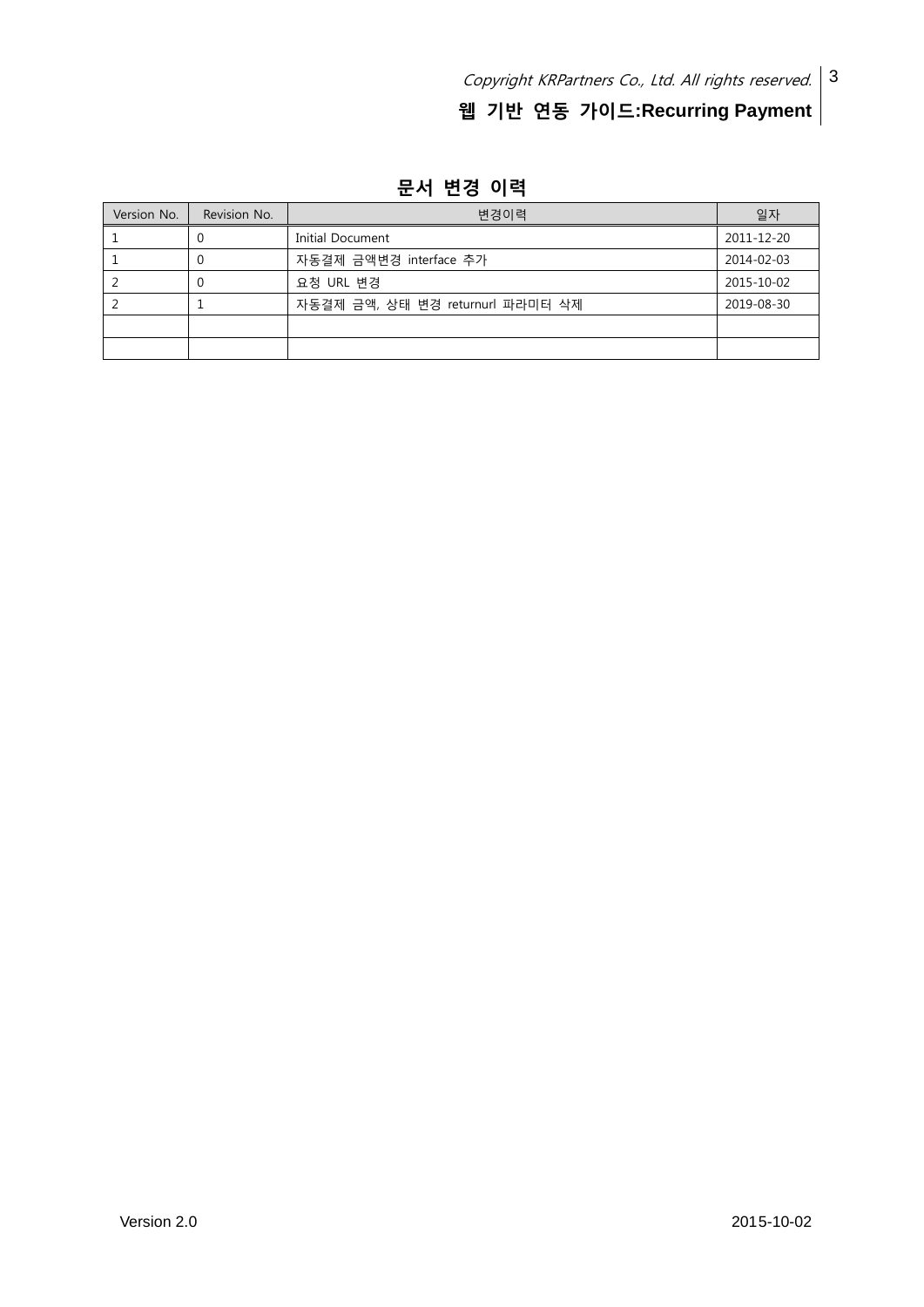## 문서 변경 이력

| Version No. | Revision No. | 변경이력 | 일자 |
|---|---|---|---|
| 1 | 0 | Initial Document | 2011-12-20 |
| 1 | 0 | 자동결제 금액변경 interface 추가 | 2014-02-03 |
| 2 | 0 | 요청 URL 변경 | 2015-10-02 |
| 2 | 1 | 자동결제 금액, 상태 변경 returnurl 파라미터 삭제 | 2019-08-30 |
| | | | |
| | | | |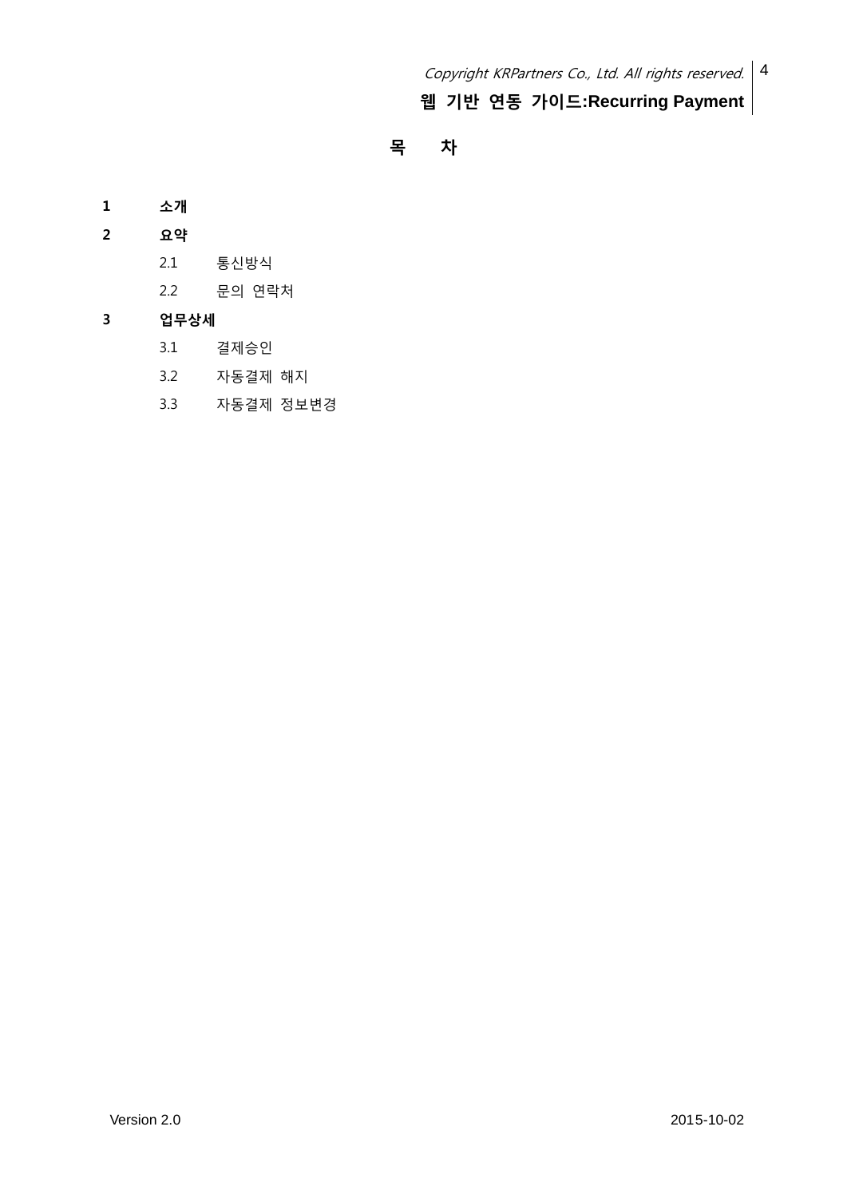# 목　　차

**1　소개**

**2　요약**

- 2.1　통신방식
- 2.2　문의 연락처

**3　업무상세**

- 3.1　결제승인
- 3.2　자동결제 해지
- 3.3　자동결제 정보변경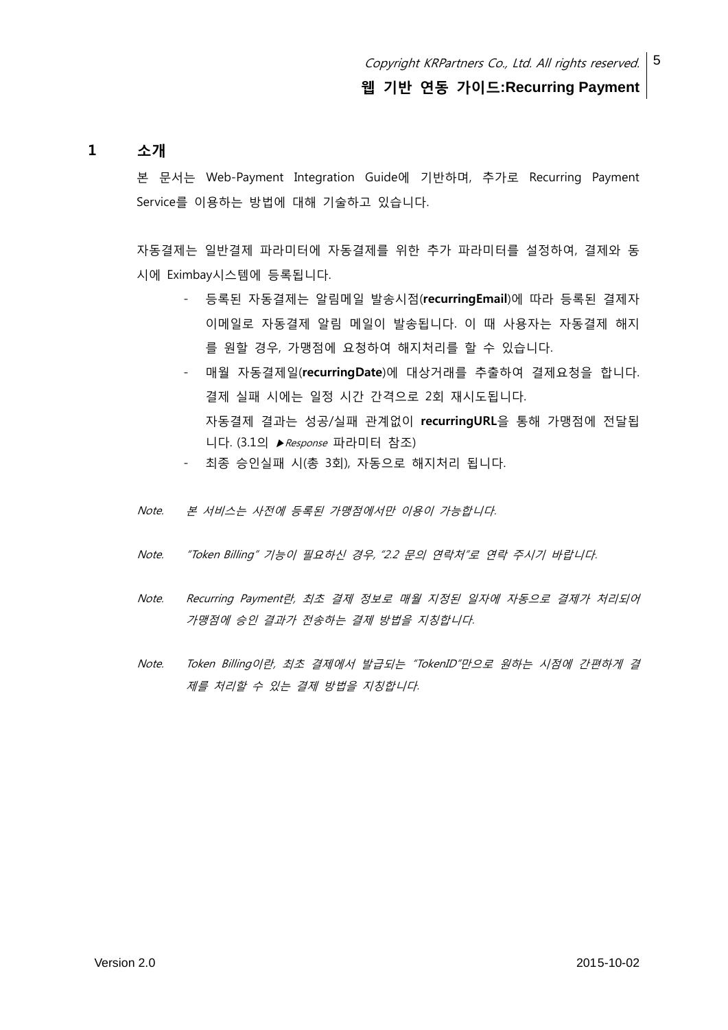# 1 소개

본 문서는 Web-Payment Integration Guide에 기반하며, 추가로 Recurring Payment Service를 이용하는 방법에 대해 기술하고 있습니다.

자동결제는 일반결제 파라미터에 자동결제를 위한 추가 파라미터를 설정하여, 결제와 동시에 Eximbay시스템에 등록됩니다.

- 등록된 자동결제는 알림메일 발송시점(**recurringEmail**)에 따라 등록된 결제자 이메일로 자동결제 알림 메일이 발송됩니다. 이 때 사용자는 자동결제 해지를 원할 경우, 가맹점에 요청하여 해지처리를 할 수 있습니다.
- 매월 자동결제일(**recurringDate**)에 대상거래를 추출하여 결제요청을 합니다. 결제 실패 시에는 일정 시간 간격으로 2회 재시도됩니다.
  자동결제 결과는 성공/실패 관계없이 **recurringURL**을 통해 가맹점에 전달됩니다. (3.1의 ▶*Response* 파라미터 참조)
- 최종 승인실패 시(총 3회), 자동으로 해지처리 됩니다.

*Note.* *본 서비스는 사전에 등록된 가맹점에서만 이용이 가능합니다.*

*Note.* *"Token Billing" 기능이 필요하신 경우, "2.2 문의 연락처"로 연락 주시기 바랍니다.*

*Note.* *Recurring Payment란, 최초 결제 정보로 매월 지정된 일자에 자동으로 결제가 처리되어 가맹점에 승인 결과가 전송하는 결제 방법을 지칭합니다.*

*Note.* *Token Billing이란, 최초 결제에서 발급되는 "TokenID"만으로 원하는 시점에 간편하게 결제를 처리할 수 있는 결제 방법을 지칭합니다.*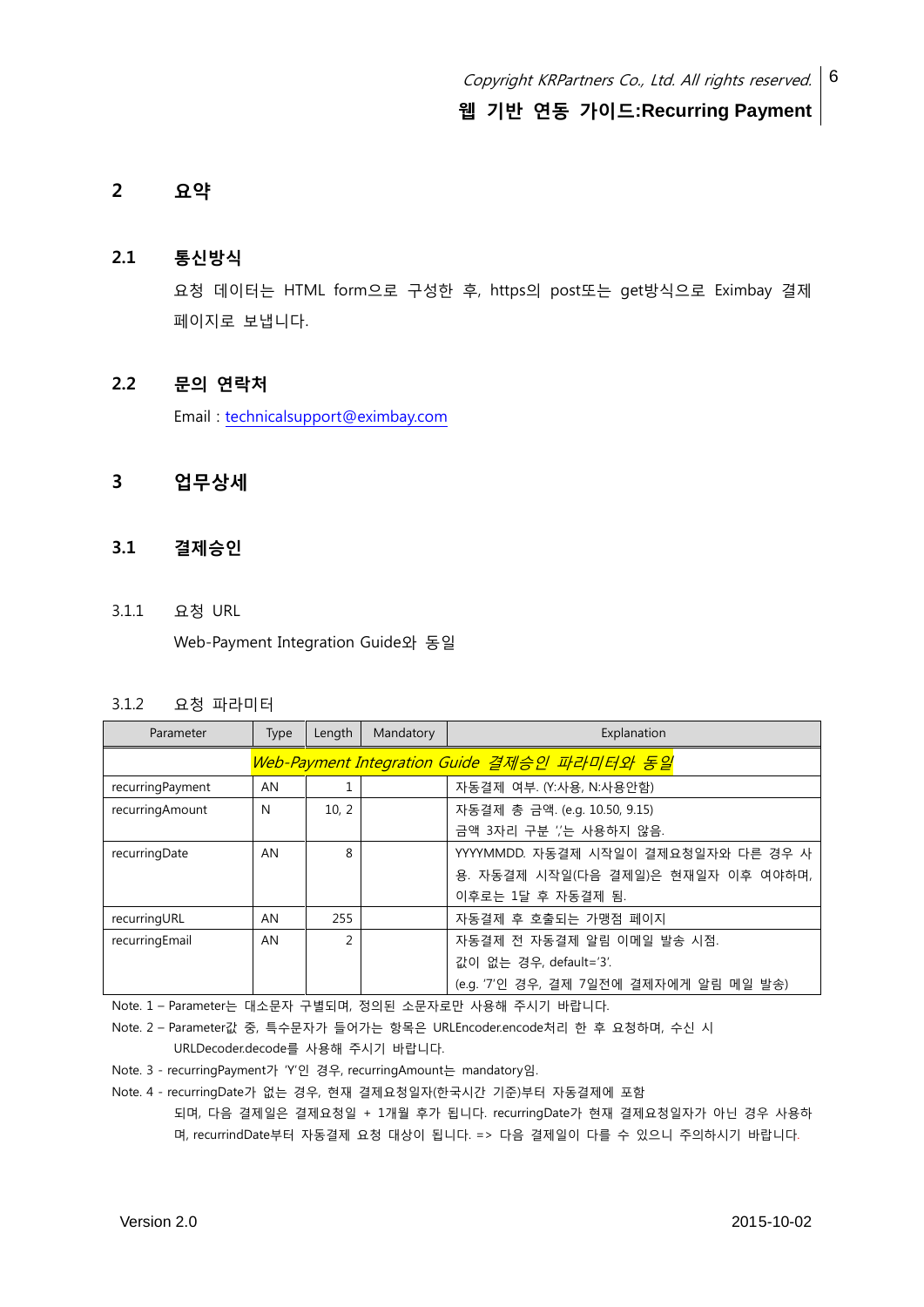# 2 요약

## 2.1 통신방식

요청 데이터는 HTML form으로 구성한 후, https의 post또는 get방식으로 Eximbay 결제 페이지로 보냅니다.

## 2.2 문의 연락처

Email : technicalsupport@eximbay.com

# 3 업무상세

## 3.1 결제승인

### 3.1.1 요청 URL

Web-Payment Integration Guide와 동일

### 3.1.2 요청 파라미터

| Parameter | Type | Length | Mandatory | Explanation |
|---|---|---|---|---|
| *Web-Payment Integration Guide 결제승인 파라미터와 동일* | | | | |
| recurringPayment | AN | 1 | | 자동결제 여부. (Y:사용, N:사용안함) |
| recurringAmount | N | 10, 2 | | 자동결제 총 금액. (e.g. 10.50, 9.15)<br>금액 3자리 구분 ','는 사용하지 않음. |
| recurringDate | AN | 8 | | YYYYMMDD. 자동결제 시작일이 결제요청일자와 다른 경우 사용. 자동결제 시작일(다음 결제일)은 현재일자 이후 여야하며, 이후로는 1달 후 자동결제 됨. |
| recurringURL | AN | 255 | | 자동결제 후 호출되는 가맹점 페이지 |
| recurringEmail | AN | 2 | | 자동결제 전 자동결제 알림 이메일 발송 시점.<br>값이 없는 경우, default='3'.<br>(e.g. '7'인 경우, 결제 7일전에 결제자에게 알림 메일 발송) |

Note. 1 – Parameter는 대소문자 구별되며, 정의된 소문자로만 사용해 주시기 바랍니다.

Note. 2 – Parameter값 중, 특수문자가 들어가는 항목은 URLEncoder.encode처리 한 후 요청하며, 수신 시 URLDecoder.decode를 사용해 주시기 바랍니다.

Note. 3 - recurringPayment가 'Y'인 경우, recurringAmount는 mandatory임.

Note. 4 - recurringDate가 없는 경우, 현재 결제요청일자(한국시간 기준)부터 자동결제에 포함 되며, 다음 결제일은 결제요청일 + 1개월 후가 됩니다. recurringDate가 현재 결제요청일자가 아닌 경우 사용하며, recurrindDate부터 자동결제 요청 대상이 됩니다. => 다음 결제일이 다를 수 있으니 주의하시기 바랍니다.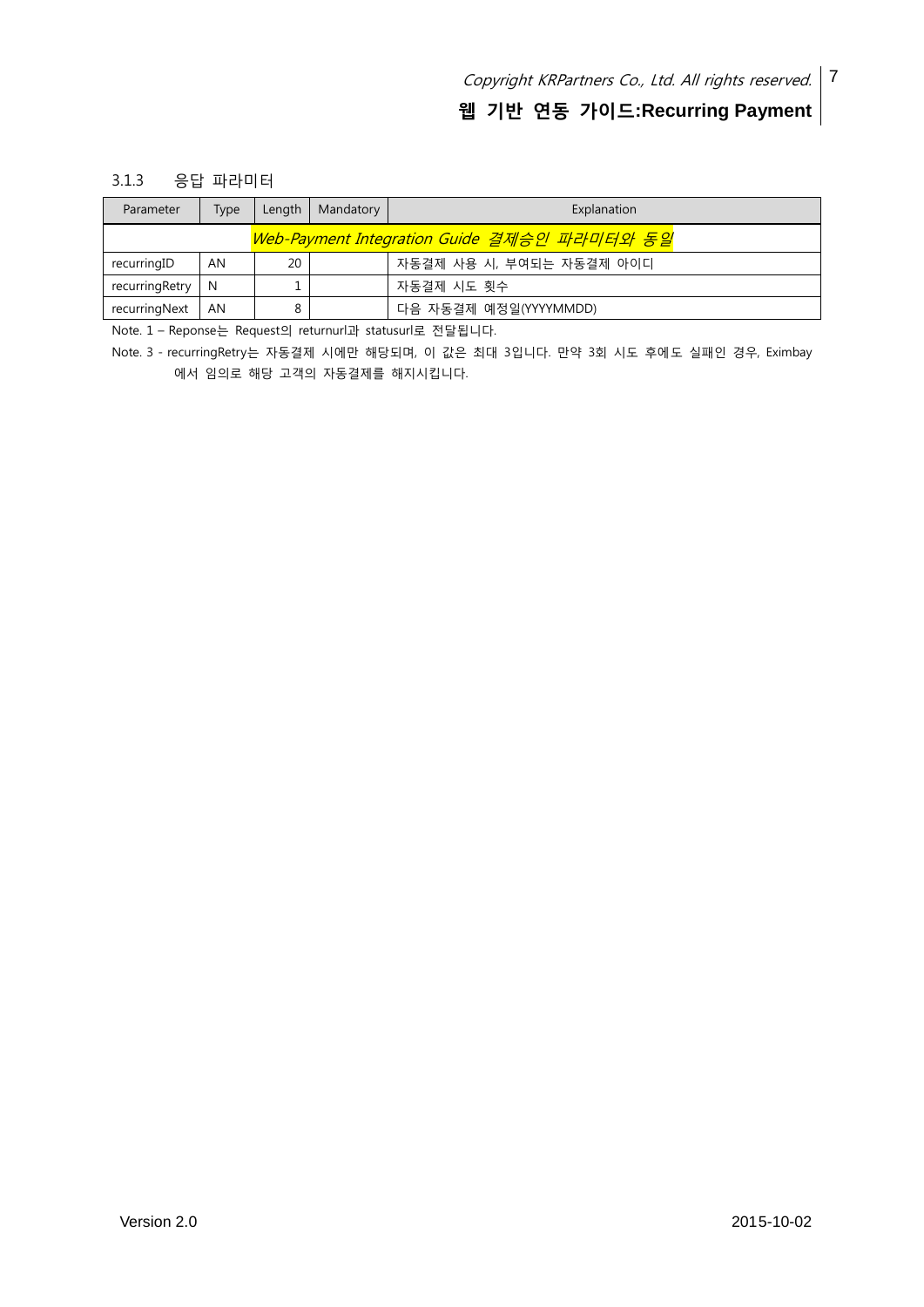### 3.1.3 응답 파라미터

| Parameter | Type | Length | Mandatory | Explanation |
|---|---|---|---|---|
| *Web-Payment Integration Guide 결제승인 파라미터와 동일* | | | | |
| recurringID | AN | 20 | | 자동결제 사용 시, 부여되는 자동결제 아이디 |
| recurringRetry | N | 1 | | 자동결제 시도 횟수 |
| recurringNext | AN | 8 | | 다음 자동결제 예정일(YYYYMMDD) |

Note. 1 – Reponse는 Request의 returnurl과 statusurl로 전달됩니다.

Note. 3 - recurringRetry는 자동결제 시에만 해당되며, 이 값은 최대 3입니다. 만약 3회 시도 후에도 실패인 경우, Eximbay 에서 임의로 해당 고객의 자동결제를 해지시킵니다.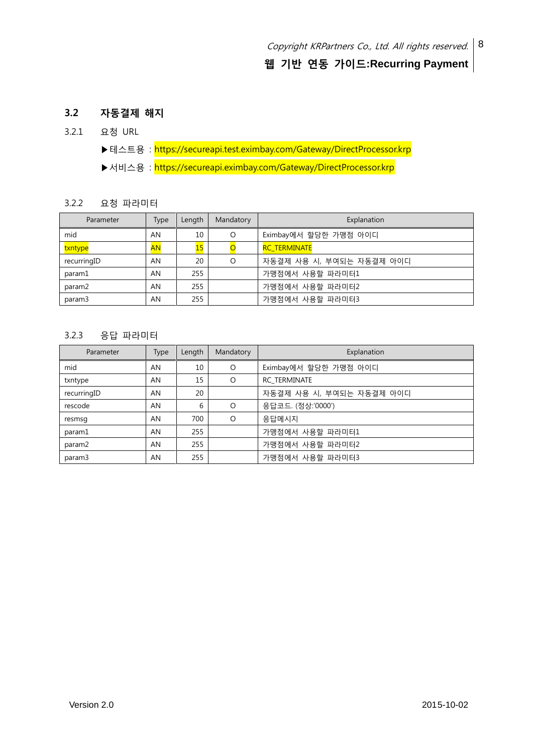## 3.2 자동결제 해지

### 3.2.1 요청 URL

▶테스트용 : https://secureapi.test.eximbay.com/Gateway/DirectProcessor.krp

▶서비스용 : https://secureapi.eximbay.com/Gateway/DirectProcessor.krp

### 3.2.2 요청 파라미터

| Parameter | Type | Length | Mandatory | Explanation |
|---|---|---|---|---|
| mid | AN | 10 | O | Eximbay에서 할당한 가맹점 아이디 |
| txntype | AN | 15 | O | RC_TERMINATE |
| recurringID | AN | 20 | O | 자동결제 사용 시, 부여되는 자동결제 아이디 |
| param1 | AN | 255 | | 가맹점에서 사용할 파라미터1 |
| param2 | AN | 255 | | 가맹점에서 사용할 파라미터2 |
| param3 | AN | 255 | | 가맹점에서 사용할 파라미터3 |

### 3.2.3 응답 파라미터

| Parameter | Type | Length | Mandatory | Explanation |
|---|---|---|---|---|
| mid | AN | 10 | O | Eximbay에서 할당한 가맹점 아이디 |
| txntype | AN | 15 | O | RC_TERMINATE |
| recurringID | AN | 20 | | 자동결제 사용 시, 부여되는 자동결제 아이디 |
| rescode | AN | 6 | O | 응답코드. (정상:'0000') |
| resmsg | AN | 700 | O | 응답메시지 |
| param1 | AN | 255 | | 가맹점에서 사용할 파라미터1 |
| param2 | AN | 255 | | 가맹점에서 사용할 파라미터2 |
| param3 | AN | 255 | | 가맹점에서 사용할 파라미터3 |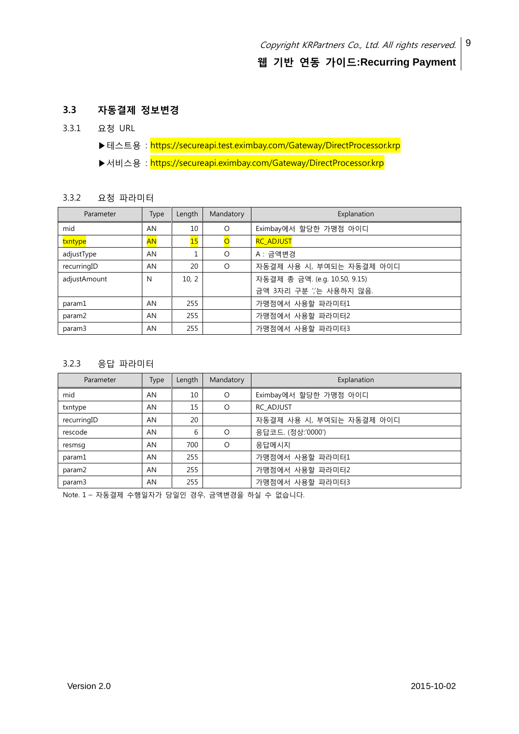## 3.3 자동결제 정보변경

### 3.3.1 요청 URL

▶테스트용 : https://secureapi.test.eximbay.com/Gateway/DirectProcessor.krp

▶서비스용 : https://secureapi.eximbay.com/Gateway/DirectProcessor.krp

### 3.3.2 요청 파라미터

| Parameter | Type | Length | Mandatory | Explanation |
|---|---|---|---|---|
| mid | AN | 10 | O | Eximbay에서 할당한 가맹점 아이디 |
| txntype | AN | 15 | O | RC_ADJUST |
| adjustType | AN | 1 | O | A : 금액변경 |
| recurringID | AN | 20 | O | 자동결제 사용 시, 부여되는 자동결제 아이디 |
| adjustAmount | N | 10, 2 | | 자동결제 총 금액. (e.g. 10.50, 9.15)<br>금액 3자리 구분 ','는 사용하지 않음. |
| param1 | AN | 255 | | 가맹점에서 사용할 파라미터1 |
| param2 | AN | 255 | | 가맹점에서 사용할 파라미터2 |
| param3 | AN | 255 | | 가맹점에서 사용할 파라미터3 |

### 3.2.3 응답 파라미터

| Parameter | Type | Length | Mandatory | Explanation |
|---|---|---|---|---|
| mid | AN | 10 | O | Eximbay에서 할당한 가맹점 아이디 |
| txntype | AN | 15 | O | RC_ADJUST |
| recurringID | AN | 20 | | 자동결제 사용 시, 부여되는 자동결제 아이디 |
| rescode | AN | 6 | O | 응답코드. (정상:'0000') |
| resmsg | AN | 700 | O | 응답메시지 |
| param1 | AN | 255 | | 가맹점에서 사용할 파라미터1 |
| param2 | AN | 255 | | 가맹점에서 사용할 파라미터2 |
| param3 | AN | 255 | | 가맹점에서 사용할 파라미터3 |

Note. 1 – 자동결제 수행일자가 당일인 경우, 금액변경을 하실 수 없습니다.